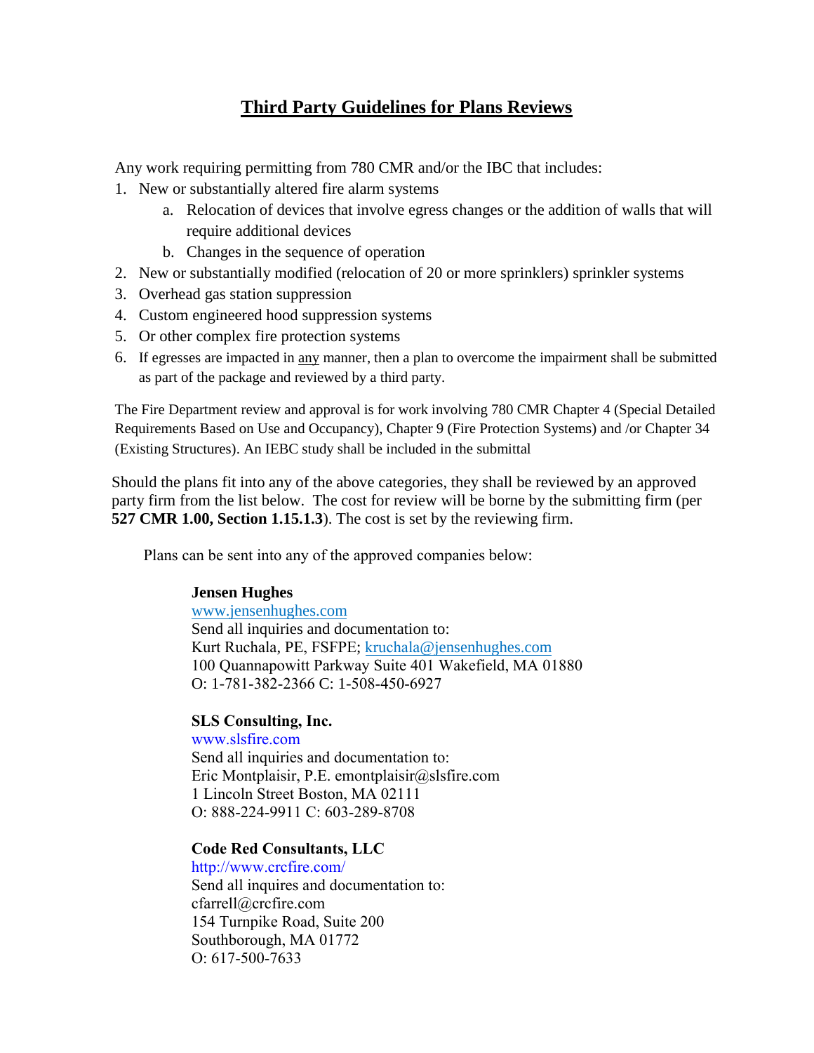# Third Party Guidelines for Plans Reviews

Any work requiring permitting from 780 CMR and/or the IBC that includes:

1. New or substantially altered fire alarm systems
   a. Relocation of devices that involve egress changes or the addition of walls that will require additional devices
   b. Changes in the sequence of operation
2. New or substantially modified (relocation of 20 or more sprinklers) sprinkler systems
3. Overhead gas station suppression
4. Custom engineered hood suppression systems
5. Or other complex fire protection systems
6. If egresses are impacted in <u>any</u> manner, then a plan to overcome the impairment shall be submitted as part of the package and reviewed by a third party.

The Fire Department review and approval is for work involving 780 CMR Chapter 4 (Special Detailed Requirements Based on Use and Occupancy), Chapter 9 (Fire Protection Systems) and /or Chapter 34 (Existing Structures). An IEBC study shall be included in the submittal

Should the plans fit into any of the above categories, they shall be reviewed by an approved party firm from the list below. The cost for review will be borne by the submitting firm (per **527 CMR 1.00, Section 1.15.1.3**). The cost is set by the reviewing firm.

Plans can be sent into any of the approved companies below:

**Jensen Hughes**
www.jensenhughes.com
Send all inquiries and documentation to:
Kurt Ruchala, PE, FSFPE; kruchala@jensenhughes.com
100 Quannapowitt Parkway Suite 401 Wakefield, MA 01880
O: 1-781-382-2366 C: 1-508-450-6927

**SLS Consulting, Inc.**
www.slsfire.com
Send all inquiries and documentation to:
Eric Montplaisir, P.E. emontplaisir@slsfire.com
1 Lincoln Street Boston, MA 02111
O: 888-224-9911 C: 603-289-8708

**Code Red Consultants, LLC**
http://www.crcfire.com/
Send all inquires and documentation to:
cfarrell@crcfire.com
154 Turnpike Road, Suite 200
Southborough, MA 01772
O: 617-500-7633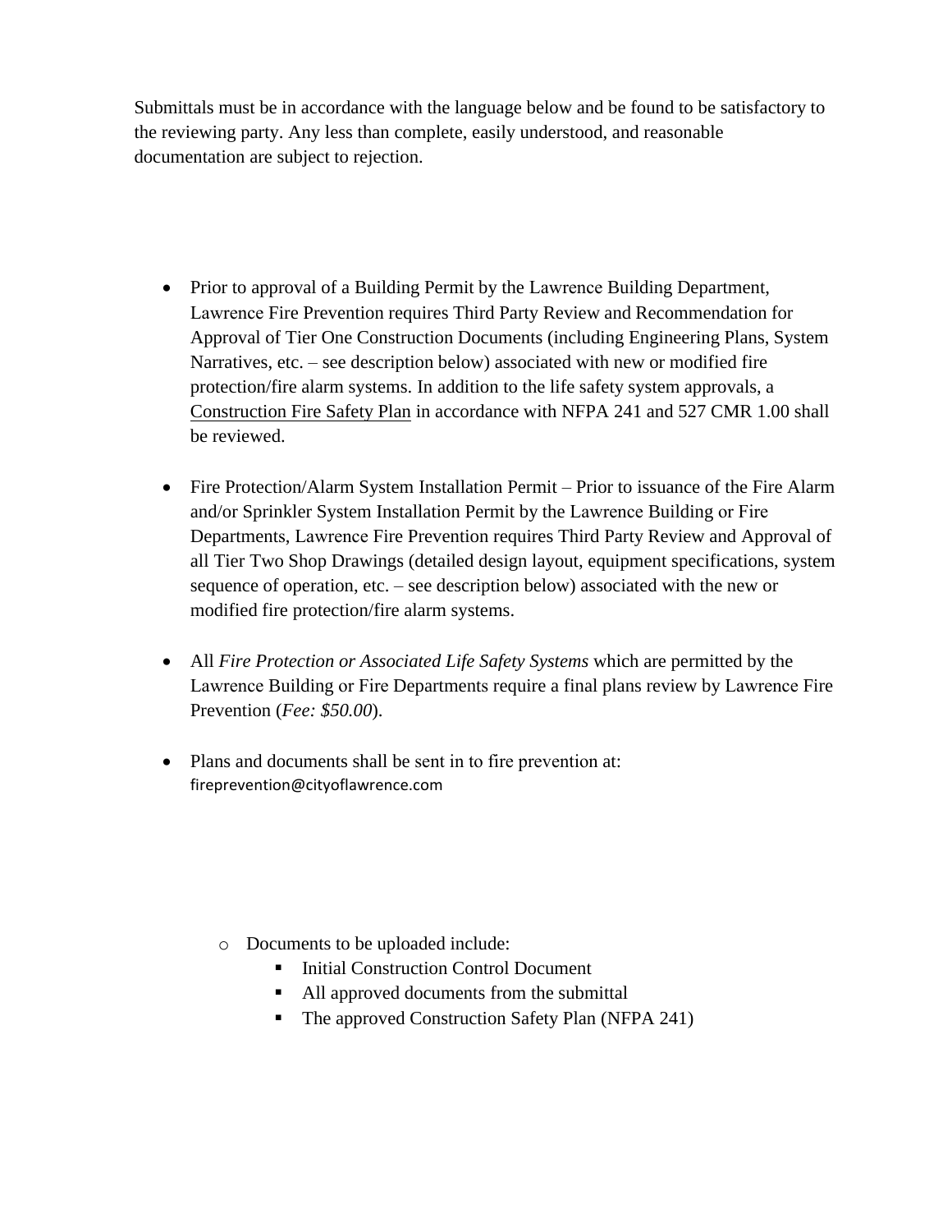Submittals must be in accordance with the language below and be found to be satisfactory to the reviewing party. Any less than complete, easily understood, and reasonable documentation are subject to rejection.

- Prior to approval of a Building Permit by the Lawrence Building Department, Lawrence Fire Prevention requires Third Party Review and Recommendation for Approval of Tier One Construction Documents (including Engineering Plans, System Narratives, etc. – see description below) associated with new or modified fire protection/fire alarm systems. In addition to the life safety system approvals, a Construction Fire Safety Plan in accordance with NFPA 241 and 527 CMR 1.00 shall be reviewed.

- Fire Protection/Alarm System Installation Permit – Prior to issuance of the Fire Alarm and/or Sprinkler System Installation Permit by the Lawrence Building or Fire Departments, Lawrence Fire Prevention requires Third Party Review and Approval of all Tier Two Shop Drawings (detailed design layout, equipment specifications, system sequence of operation, etc. – see description below) associated with the new or modified fire protection/fire alarm systems.

- All *Fire Protection or Associated Life Safety Systems* which are permitted by the Lawrence Building or Fire Departments require a final plans review by Lawrence Fire Prevention (*Fee: $50.00*).

- Plans and documents shall be sent in to fire prevention at: fireprevention@cityoflawrence.com

  - Documents to be uploaded include:
    - Initial Construction Control Document
    - All approved documents from the submittal
    - The approved Construction Safety Plan (NFPA 241)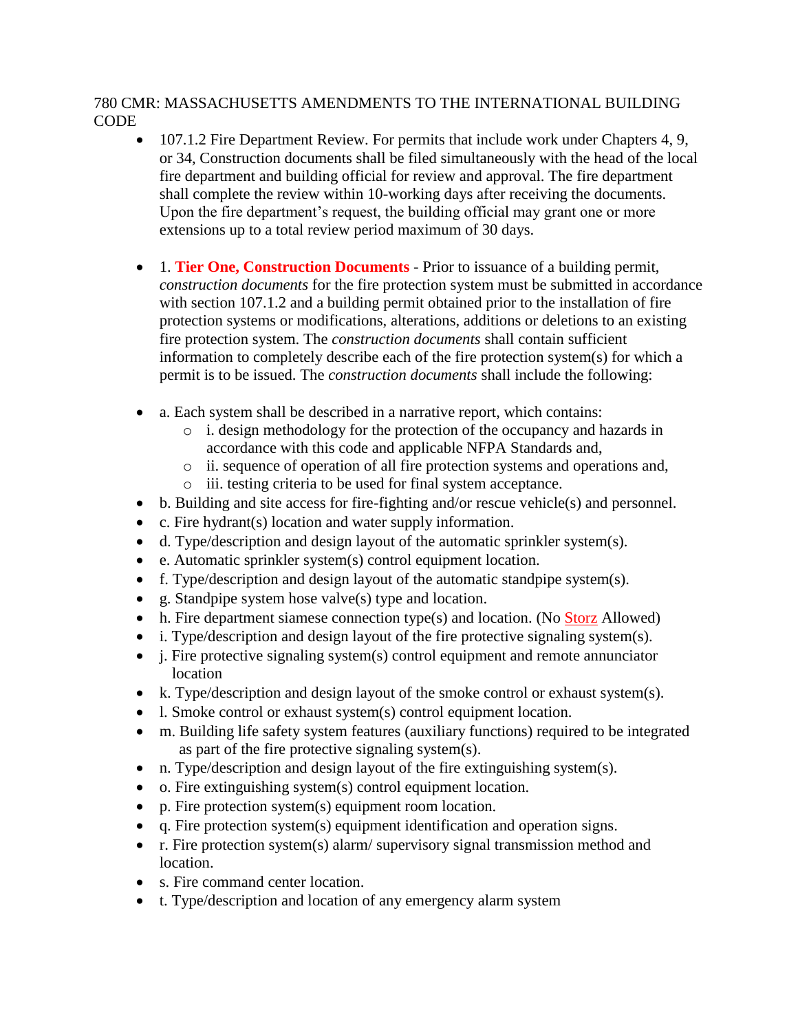780 CMR: MASSACHUSETTS AMENDMENTS TO THE INTERNATIONAL BUILDING CODE

- 107.1.2 Fire Department Review. For permits that include work under Chapters 4, 9, or 34, Construction documents shall be filed simultaneously with the head of the local fire department and building official for review and approval. The fire department shall complete the review within 10-working days after receiving the documents. Upon the fire department's request, the building official may grant one or more extensions up to a total review period maximum of 30 days.

- 1. **Tier One, Construction Documents** - Prior to issuance of a building permit, *construction documents* for the fire protection system must be submitted in accordance with section 107.1.2 and a building permit obtained prior to the installation of fire protection systems or modifications, alterations, additions or deletions to an existing fire protection system. The *construction documents* shall contain sufficient information to completely describe each of the fire protection system(s) for which a permit is to be issued. The *construction documents* shall include the following:

- a. Each system shall be described in a narrative report, which contains:
  - i. design methodology for the protection of the occupancy and hazards in accordance with this code and applicable NFPA Standards and,
  - ii. sequence of operation of all fire protection systems and operations and,
  - iii. testing criteria to be used for final system acceptance.
- b. Building and site access for fire-fighting and/or rescue vehicle(s) and personnel.
- c. Fire hydrant(s) location and water supply information.
- d. Type/description and design layout of the automatic sprinkler system(s).
- e. Automatic sprinkler system(s) control equipment location.
- f. Type/description and design layout of the automatic standpipe system(s).
- g. Standpipe system hose valve(s) type and location.
- h. Fire department siamese connection type(s) and location. (No Storz Allowed)
- i. Type/description and design layout of the fire protective signaling system(s).
- j. Fire protective signaling system(s) control equipment and remote annunciator location
- k. Type/description and design layout of the smoke control or exhaust system(s).
- l. Smoke control or exhaust system(s) control equipment location.
- m. Building life safety system features (auxiliary functions) required to be integrated as part of the fire protective signaling system(s).
- n. Type/description and design layout of the fire extinguishing system(s).
- o. Fire extinguishing system(s) control equipment location.
- p. Fire protection system(s) equipment room location.
- q. Fire protection system(s) equipment identification and operation signs.
- r. Fire protection system(s) alarm/ supervisory signal transmission method and location.
- s. Fire command center location.
- t. Type/description and location of any emergency alarm system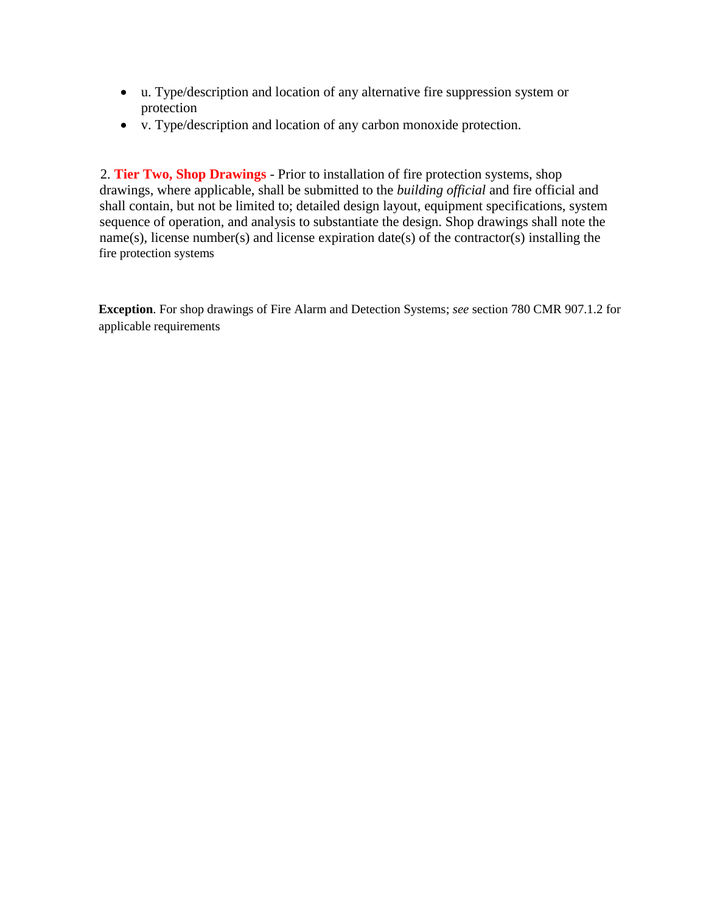- u. Type/description and location of any alternative fire suppression system or protection
- v. Type/description and location of any carbon monoxide protection.

2. **Tier Two, Shop Drawings** - Prior to installation of fire protection systems, shop drawings, where applicable, shall be submitted to the *building official* and fire official and shall contain, but not be limited to; detailed design layout, equipment specifications, system sequence of operation, and analysis to substantiate the design. Shop drawings shall note the name(s), license number(s) and license expiration date(s) of the contractor(s) installing the fire protection systems

**Exception**. For shop drawings of Fire Alarm and Detection Systems; *see* section 780 CMR 907.1.2 for applicable requirements